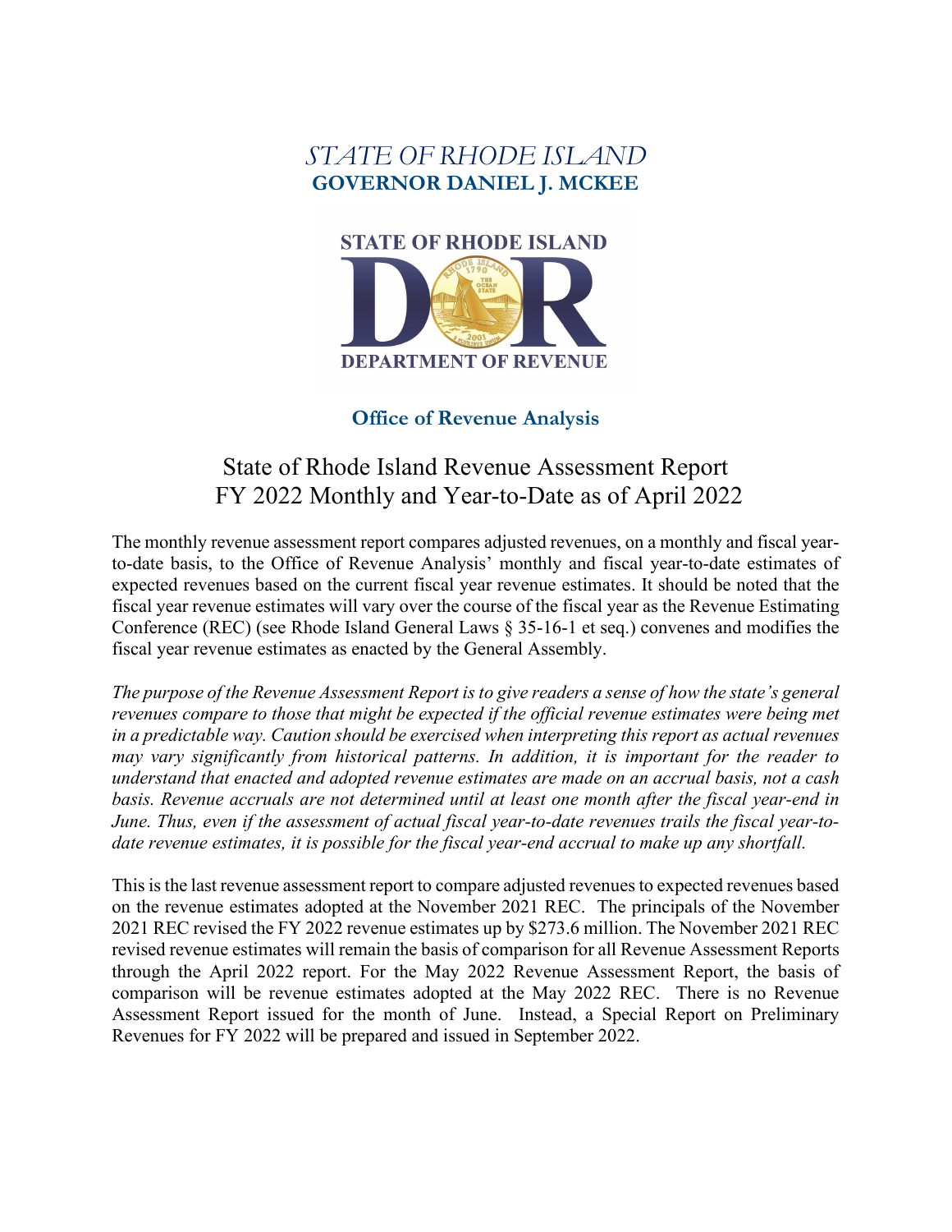*STATE OF RHODE ISLAND*

**GOVERNOR DANIEL J. MCKEE**

**STATE OF RHODE ISLAND**

**DEPARTMENT OF REVENUE**

**Office of Revenue Analysis**

# State of Rhode Island Revenue Assessment Report FY 2022 Monthly and Year-to-Date as of April 2022

The monthly revenue assessment report compares adjusted revenues, on a monthly and fiscal year-to-date basis, to the Office of Revenue Analysis' monthly and fiscal year-to-date estimates of expected revenues based on the current fiscal year revenue estimates. It should be noted that the fiscal year revenue estimates will vary over the course of the fiscal year as the Revenue Estimating Conference (REC) (see Rhode Island General Laws § 35-16-1 et seq.) convenes and modifies the fiscal year revenue estimates as enacted by the General Assembly.

*The purpose of the Revenue Assessment Report is to give readers a sense of how the state's general revenues compare to those that might be expected if the official revenue estimates were being met in a predictable way. Caution should be exercised when interpreting this report as actual revenues may vary significantly from historical patterns. In addition, it is important for the reader to understand that enacted and adopted revenue estimates are made on an accrual basis, not a cash basis. Revenue accruals are not determined until at least one month after the fiscal year-end in June. Thus, even if the assessment of actual fiscal year-to-date revenues trails the fiscal year-to-date revenue estimates, it is possible for the fiscal year-end accrual to make up any shortfall.*

This is the last revenue assessment report to compare adjusted revenues to expected revenues based on the revenue estimates adopted at the November 2021 REC. The principals of the November 2021 REC revised the FY 2022 revenue estimates up by $273.6 million. The November 2021 REC revised revenue estimates will remain the basis of comparison for all Revenue Assessment Reports through the April 2022 report. For the May 2022 Revenue Assessment Report, the basis of comparison will be revenue estimates adopted at the May 2022 REC. There is no Revenue Assessment Report issued for the month of June. Instead, a Special Report on Preliminary Revenues for FY 2022 will be prepared and issued in September 2022.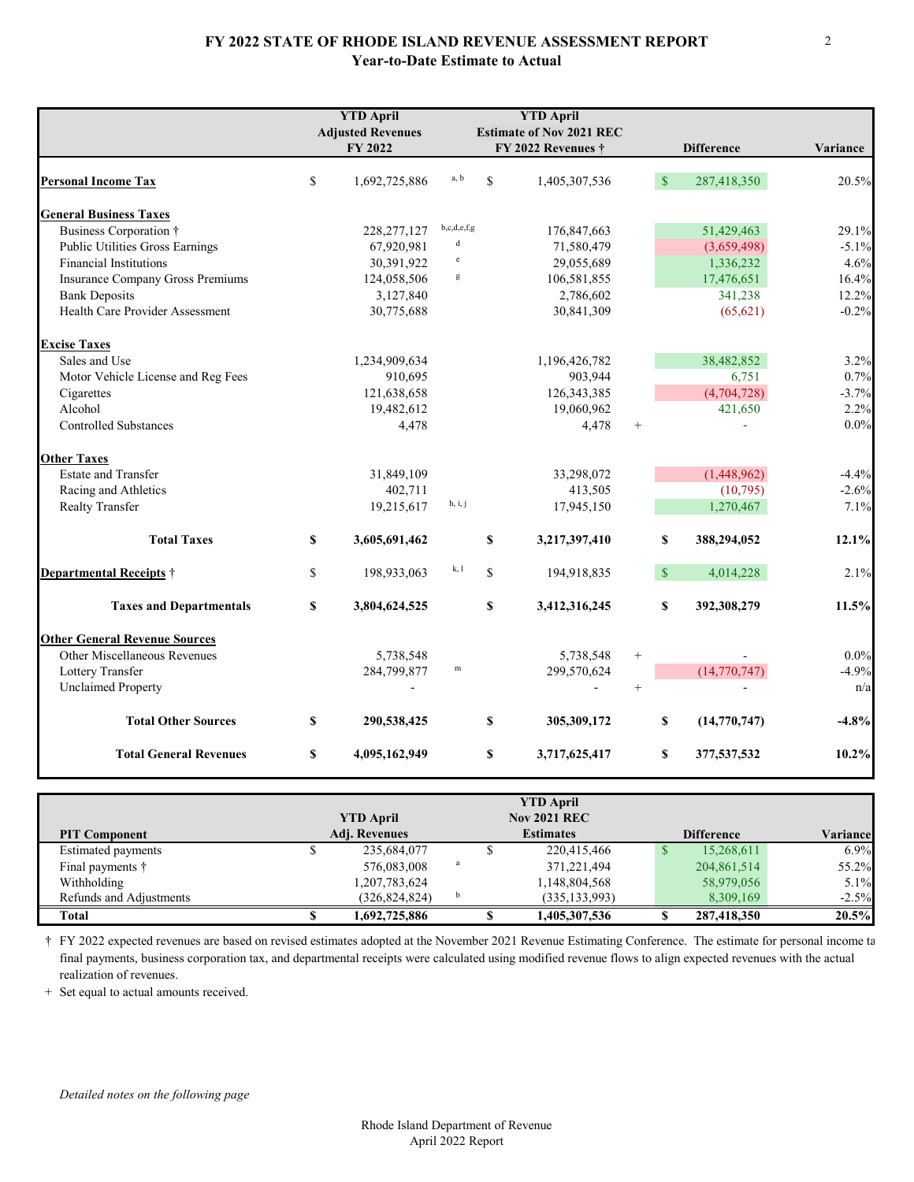# FY 2022 STATE OF RHODE ISLAND REVENUE ASSESSMENT REPORT
## Year-to-Date Estimate to Actual

| | YTD April Adjusted Revenues FY 2022 | | YTD April Estimate of Nov 2021 REC FY 2022 Revenues † | | Difference | Variance |
|---|---|---|---|---|---|---|
| **Personal Income Tax** | $ 1,692,725,886 | a, b | $ 1,405,307,536 | | $ 287,418,350 | 20.5% |
| **General Business Taxes** | | | | | | |
| Business Corporation † | 228,277,127 | b,c,d,e,f,g | 176,847,663 | | 51,429,463 | 29.1% |
| Public Utilities Gross Earnings | 67,920,981 | d | 71,580,479 | | (3,659,498) | -5.1% |
| Financial Institutions | 30,391,922 | e | 29,055,689 | | 1,336,232 | 4.6% |
| Insurance Company Gross Premiums | 124,058,506 | g | 106,581,855 | | 17,476,651 | 16.4% |
| Bank Deposits | 3,127,840 | | 2,786,602 | | 341,238 | 12.2% |
| Health Care Provider Assessment | 30,775,688 | | 30,841,309 | | (65,621) | -0.2% |
| **Excise Taxes** | | | | | | |
| Sales and Use | 1,234,909,634 | | 1,196,426,782 | | 38,482,852 | 3.2% |
| Motor Vehicle License and Reg Fees | 910,695 | | 903,944 | | 6,751 | 0.7% |
| Cigarettes | 121,638,658 | | 126,343,385 | | (4,704,728) | -3.7% |
| Alcohol | 19,482,612 | | 19,060,962 | | 421,650 | 2.2% |
| Controlled Substances | 4,478 | | 4,478 | + | - | 0.0% |
| **Other Taxes** | | | | | | |
| Estate and Transfer | 31,849,109 | | 33,298,072 | | (1,448,962) | -4.4% |
| Racing and Athletics | 402,711 | | 413,505 | | (10,795) | -2.6% |
| Realty Transfer | 19,215,617 | h, i, j | 17,945,150 | | 1,270,467 | 7.1% |
| **Total Taxes** | **$ 3,605,691,462** | | **$ 3,217,397,410** | | **$ 388,294,052** | **12.1%** |
| **Departmental Receipts †** | $ 198,933,063 | k, l | $ 194,918,835 | | $ 4,014,228 | 2.1% |
| **Taxes and Departmentals** | **$ 3,804,624,525** | | **$ 3,412,316,245** | | **$ 392,308,279** | **11.5%** |
| **Other General Revenue Sources** | | | | | | |
| Other Miscellaneous Revenues | 5,738,548 | | 5,738,548 | + | - | 0.0% |
| Lottery Transfer | 284,799,877 | m | 299,570,624 | | (14,770,747) | -4.9% |
| Unclaimed Property | - | | - | + | - | n/a |
| **Total Other Sources** | **$ 290,538,425** | | **$ 305,309,172** | | **$ (14,770,747)** | **-4.8%** |
| **Total General Revenues** | **$ 4,095,162,949** | | **$ 3,717,625,417** | | **$ 377,537,532** | **10.2%** |

| PIT Component | YTD April Adj. Revenues | | YTD April Nov 2021 REC Estimates | Difference | Variance |
|---|---|---|---|---|---|
| Estimated payments | $ 235,684,077 | | $ 220,415,466 | $ 15,268,611 | 6.9% |
| Final payments † | 576,083,008 | a | 371,221,494 | 204,861,514 | 55.2% |
| Withholding | 1,207,783,624 | | 1,148,804,568 | 58,979,056 | 5.1% |
| Refunds and Adjustments | (326,824,824) | b | (335,133,993) | 8,309,169 | -2.5% |
| **Total** | **$ 1,692,725,886** | | **$ 1,405,307,536** | **$ 287,418,350** | **20.5%** |

† FY 2022 expected revenues are based on revised estimates adopted at the November 2021 Revenue Estimating Conference. The estimate for personal income tax final payments, business corporation tax, and departmental receipts were calculated using modified revenue flows to align expected revenues with the actual realization of revenues.

\+ Set equal to actual amounts received.

*Detailed notes on the following page*

Rhode Island Department of Revenue
April 2022 Report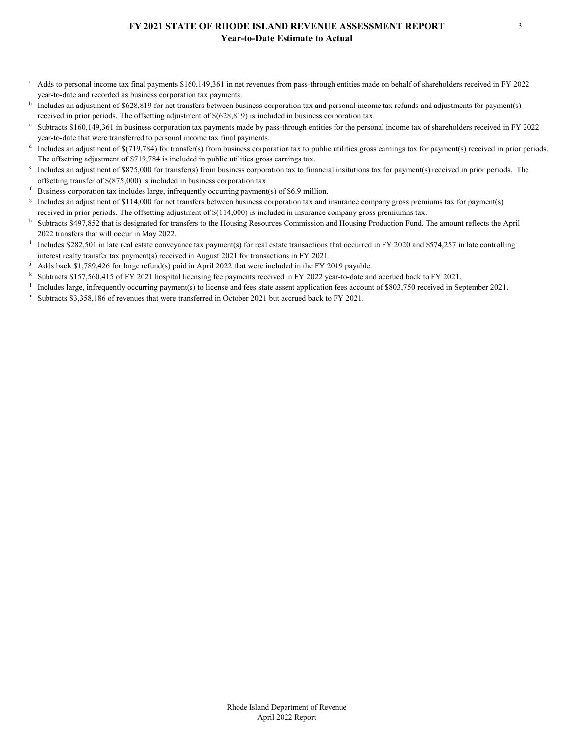# FY 2021 STATE OF RHODE ISLAND REVENUE ASSESSMENT REPORT
## Year-to-Date Estimate to Actual

[a] Adds to personal income tax final payments $160,149,361 in net revenues from pass-through entities made on behalf of shareholders received in FY 2022 year-to-date and recorded as business corporation tax payments.

[b] Includes an adjustment of $628,819 for net transfers between business corporation tax and personal income tax refunds and adjustments for payment(s) received in prior periods. The offsetting adjustment of $(628,819) is included in business corporation tax.

[c] Subtracts $160,149,361 in business corporation tax payments made by pass-through entities for the personal income tax of shareholders received in FY 2022 year-to-date that were transferred to personal income tax final payments.

[d] Includes an adjustment of $(719,784) for transfer(s) from business corporation tax to public utilities gross earnings tax for payment(s) received in prior periods. The offsetting adjustment of $719,784 is included in public utilities gross earnings tax.

[e] Includes an adjustment of $875,000 for transfer(s) from business corporation tax to financial insitutions tax for payment(s) received in prior periods. The offsetting transfer of $(875,000) is included in business corporation tax.

[f] Business corporation tax includes large, infrequently occurring payment(s) of $6.9 million.

[g] Includes an adjustment of $114,000 for net transfers between business corporation tax and insurance company gross premiums tax for payment(s) received in prior periods. The offsetting adjustment of $(114,000) is included in insurance company gross premiumns tax.

[h] Subtracts $497,852 that is designated for transfers to the Housing Resources Commission and Housing Production Fund. The amount reflects the April 2022 transfers that will occur in May 2022.

[i] Includes $282,501 in late real estate conveyance tax payment(s) for real estate transactions that occurred in FY 2020 and $574,257 in late controlling interest realty transfer tax payment(s) received in August 2021 for transactions in FY 2021.

[j] Adds back $1,789,426 for large refund(s) paid in April 2022 that were included in the FY 2019 payable.

[k] Subtracts $157,560,415 of FY 2021 hospital licensing fee payments received in FY 2022 year-to-date and accrued back to FY 2021.

[l] Includes large, infrequently occurring payment(s) to license and fees state assent application fees account of $803,750 received in September 2021.

[m] Subtracts $3,358,186 of revenues that were transferred in October 2021 but accrued back to FY 2021.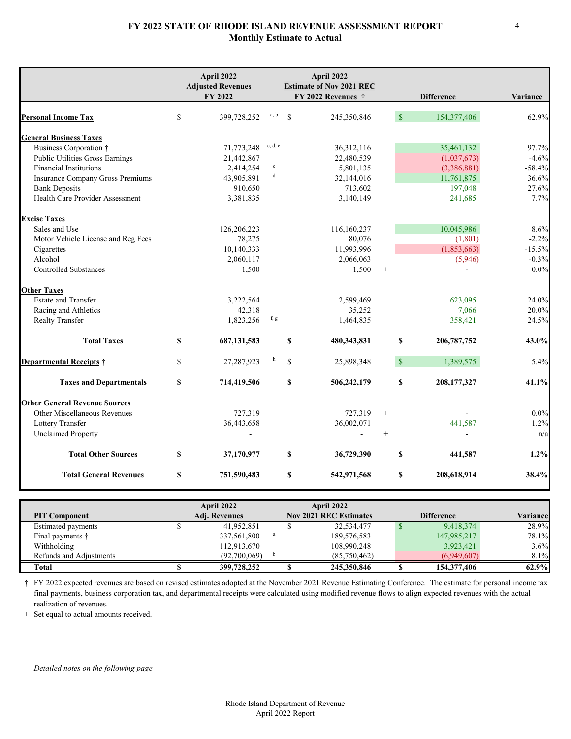# FY 2022 STATE OF RHODE ISLAND REVENUE ASSESSMENT REPORT

## Monthly Estimate to Actual

| | April 2022 Adjusted Revenues FY 2022 | | April 2022 Estimate of Nov 2021 REC FY 2022 Revenues † | | Difference | Variance |
|---|---|---|---|---|---|---|
| **Personal Income Tax** | $ 399,728,252 | a, b | $ 245,350,846 | | $ 154,377,406 | 62.9% |
| **General Business Taxes** | | | | | | |
| Business Corporation † | 71,773,248 | c, d, e | 36,312,116 | | 35,461,132 | 97.7% |
| Public Utilities Gross Earnings | 21,442,867 | | 22,480,539 | | (1,037,673) | -4.6% |
| Financial Institutions | 2,414,254 | c | 5,801,135 | | (3,386,881) | -58.4% |
| Insurance Company Gross Premiums | 43,905,891 | d | 32,144,016 | | 11,761,875 | 36.6% |
| Bank Deposits | 910,650 | | 713,602 | | 197,048 | 27.6% |
| Health Care Provider Assessment | 3,381,835 | | 3,140,149 | | 241,685 | 7.7% |
| **Excise Taxes** | | | | | | |
| Sales and Use | 126,206,223 | | 116,160,237 | | 10,045,986 | 8.6% |
| Motor Vehicle License and Reg Fees | 78,275 | | 80,076 | | (1,801) | -2.2% |
| Cigarettes | 10,140,333 | | 11,993,996 | | (1,853,663) | -15.5% |
| Alcohol | 2,060,117 | | 2,066,063 | | (5,946) | -0.3% |
| Controlled Substances | 1,500 | | 1,500 | + | - | 0.0% |
| **Other Taxes** | | | | | | |
| Estate and Transfer | 3,222,564 | | 2,599,469 | | 623,095 | 24.0% |
| Racing and Athletics | 42,318 | | 35,252 | | 7,066 | 20.0% |
| Realty Transfer | 1,823,256 | f, g | 1,464,835 | | 358,421 | 24.5% |
| **Total Taxes** | **$ 687,131,583** | | **$ 480,343,831** | | **$ 206,787,752** | **43.0%** |
| **Departmental Receipts †** | $ 27,287,923 | h | $ 25,898,348 | | $ 1,389,575 | 5.4% |
| **Taxes and Departmentals** | **$ 714,419,506** | | **$ 506,242,179** | | **$ 208,177,327** | **41.1%** |
| **Other General Revenue Sources** | | | | | | |
| Other Miscellaneous Revenues | 727,319 | | 727,319 | + | - | 0.0% |
| Lottery Transfer | 36,443,658 | | 36,002,071 | | 441,587 | 1.2% |
| Unclaimed Property | - | | - | + | - | n/a |
| **Total Other Sources** | **$ 37,170,977** | | **$ 36,729,390** | | **$ 441,587** | **1.2%** |
| **Total General Revenues** | **$ 751,590,483** | | **$ 542,971,568** | | **$ 208,618,914** | **38.4%** |

| PIT Component | April 2022 Adj. Revenues | | April 2022 Nov 2021 REC Estimates | Difference | Variance |
|---|---|---|---|---|---|
| Estimated payments | $ 41,952,851 | | $ 32,534,477 | $ 9,418,374 | 28.9% |
| Final payments † | 337,561,800 | a | 189,576,583 | 147,985,217 | 78.1% |
| Withholding | 112,913,670 | | 108,990,248 | 3,923,421 | 3.6% |
| Refunds and Adjustments | (92,700,069) | b | (85,750,462) | (6,949,607) | 8.1% |
| **Total** | **$ 399,728,252** | | **$ 245,350,846** | **$ 154,377,406** | **62.9%** |

† FY 2022 expected revenues are based on revised estimates adopted at the November 2021 Revenue Estimating Conference. The estimate for personal income tax final payments, business corporation tax, and departmental receipts were calculated using modified revenue flows to align expected revenues with the actual realization of revenues.

\+ Set equal to actual amounts received.

*Detailed notes on the following page*

Rhode Island Department of Revenue
April 2022 Report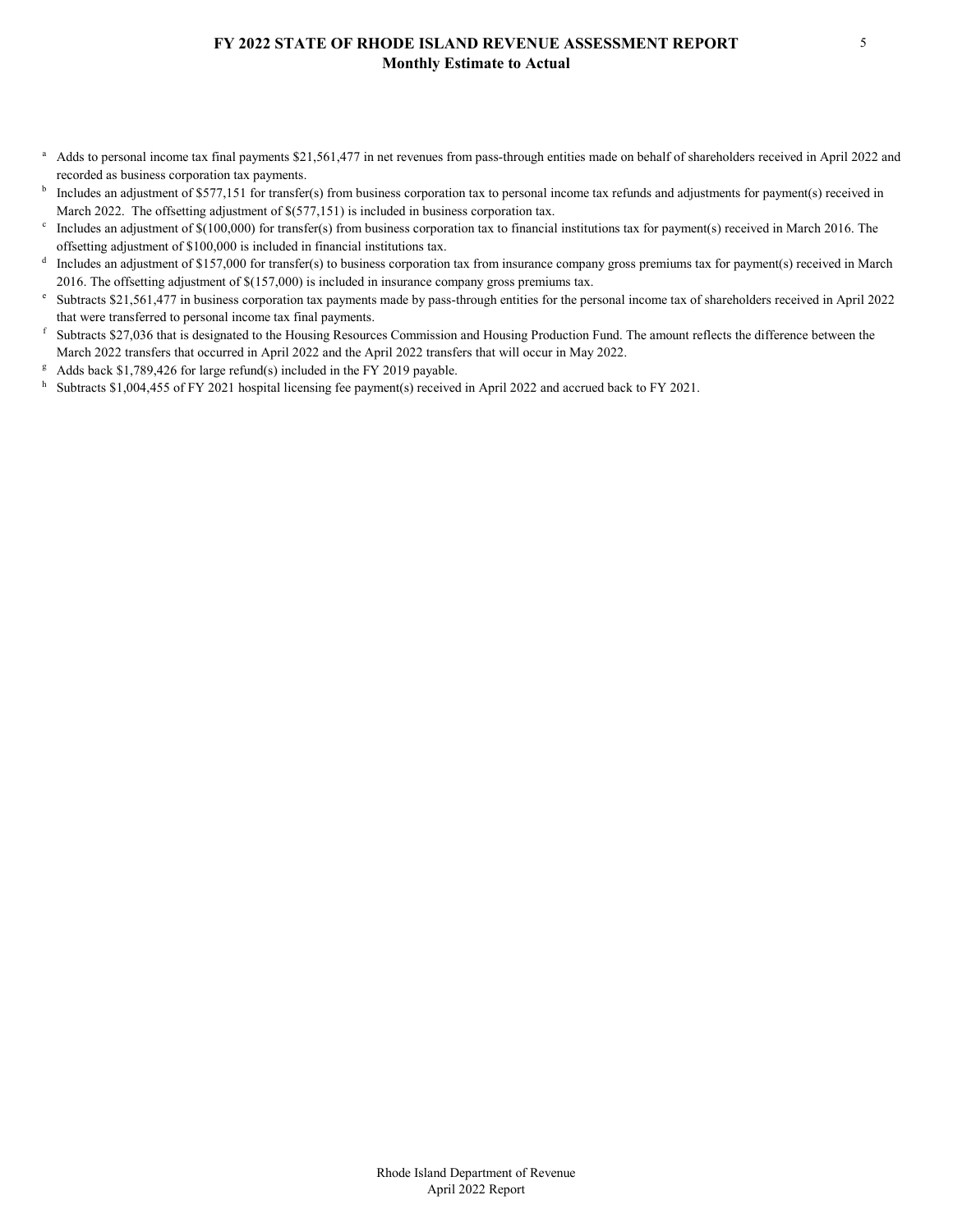# FY 2022 STATE OF RHODE ISLAND REVENUE ASSESSMENT REPORT
## Monthly Estimate to Actual

[a] Adds to personal income tax final payments $21,561,477 in net revenues from pass-through entities made on behalf of shareholders received in April 2022 and recorded as business corporation tax payments.

[b] Includes an adjustment of $577,151 for transfer(s) from business corporation tax to personal income tax refunds and adjustments for payment(s) received in March 2022. The offsetting adjustment of $(577,151) is included in business corporation tax.

[c] Includes an adjustment of $(100,000) for transfer(s) from business corporation tax to financial institutions tax for payment(s) received in March 2016. The offsetting adjustment of $100,000 is included in financial institutions tax.

[d] Includes an adjustment of $157,000 for transfer(s) to business corporation tax from insurance company gross premiums tax for payment(s) received in March 2016. The offsetting adjustment of $(157,000) is included in insurance company gross premiums tax.

[e] Subtracts $21,561,477 in business corporation tax payments made by pass-through entities for the personal income tax of shareholders received in April 2022 that were transferred to personal income tax final payments.

[f] Subtracts $27,036 that is designated to the Housing Resources Commission and Housing Production Fund. The amount reflects the difference between the March 2022 transfers that occurred in April 2022 and the April 2022 transfers that will occur in May 2022.

[g] Adds back $1,789,426 for large refund(s) included in the FY 2019 payable.

[h] Subtracts $1,004,455 of FY 2021 hospital licensing fee payment(s) received in April 2022 and accrued back to FY 2021.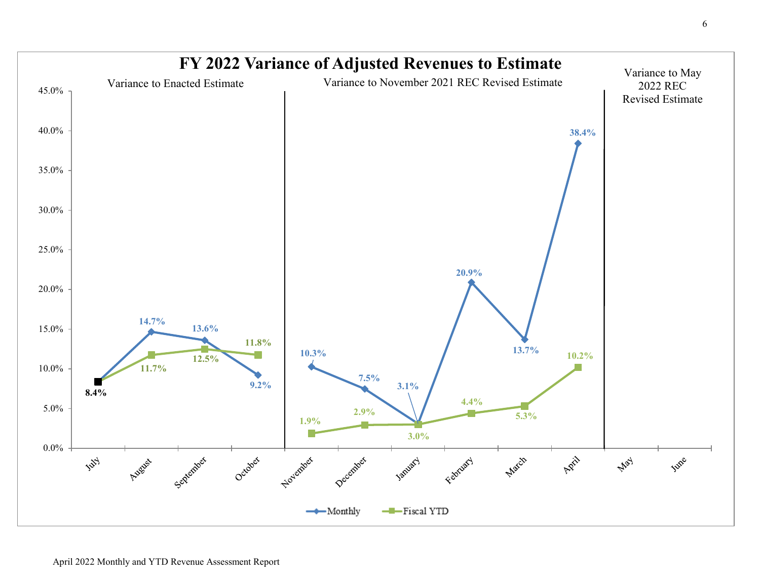# FY 2022 Variance of Adjusted Revenues to Estimate

| Month | Period | Monthly | Fiscal YTD |
|---|---|---|---|
| July | Variance to Enacted Estimate | 8.4% | 8.4% |
| August | Variance to Enacted Estimate | 14.7% | 11.7% |
| September | Variance to Enacted Estimate | 13.6% | 12.5% |
| October | Variance to Enacted Estimate | 9.2% | 11.8% |
| November | Variance to November 2021 REC Revised Estimate | 10.3% | 1.9% |
| December | Variance to November 2021 REC Revised Estimate | 7.5% | 2.9% |
| January | Variance to November 2021 REC Revised Estimate | 3.1% | 3.0% |
| February | Variance to November 2021 REC Revised Estimate | 20.9% | 4.4% |
| March | Variance to November 2021 REC Revised Estimate | 13.7% | 5.3% |
| April | Variance to November 2021 REC Revised Estimate | 38.4% | 10.2% |
| May | Variance to May 2022 REC Revised Estimate | | |
| June | Variance to May 2022 REC Revised Estimate | | |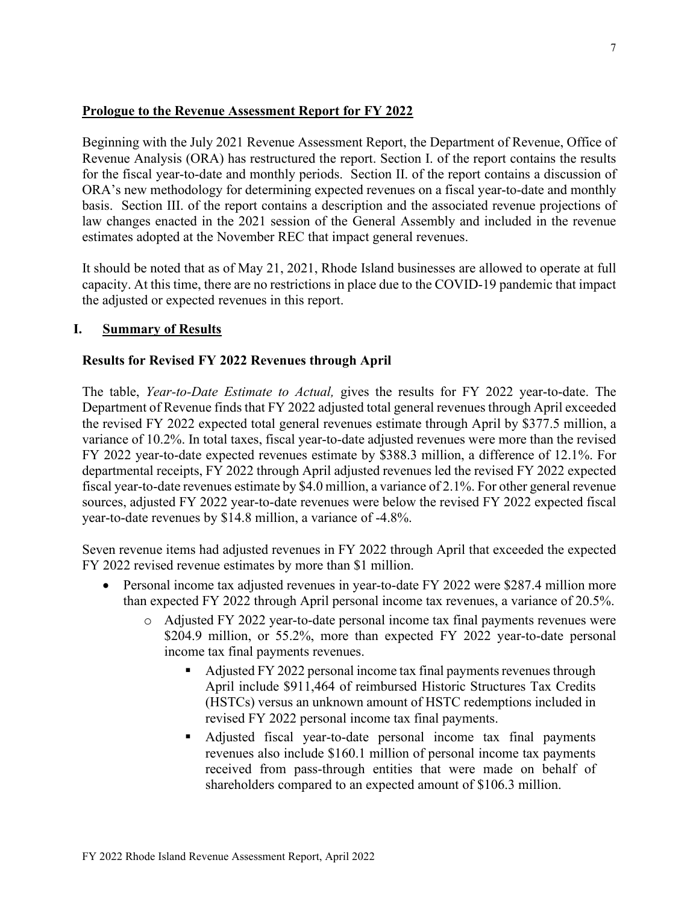**Prologue to the Revenue Assessment Report for FY 2022**

Beginning with the July 2021 Revenue Assessment Report, the Department of Revenue, Office of Revenue Analysis (ORA) has restructured the report. Section I. of the report contains the results for the fiscal year-to-date and monthly periods. Section II. of the report contains a discussion of ORA's new methodology for determining expected revenues on a fiscal year-to-date and monthly basis. Section III. of the report contains a description and the associated revenue projections of law changes enacted in the 2021 session of the General Assembly and included in the revenue estimates adopted at the November REC that impact general revenues.

It should be noted that as of May 21, 2021, Rhode Island businesses are allowed to operate at full capacity. At this time, there are no restrictions in place due to the COVID-19 pandemic that impact the adjusted or expected revenues in this report.

## I. Summary of Results

### Results for Revised FY 2022 Revenues through April

The table, *Year-to-Date Estimate to Actual,* gives the results for FY 2022 year-to-date. The Department of Revenue finds that FY 2022 adjusted total general revenues through April exceeded the revised FY 2022 expected total general revenues estimate through April by $377.5 million, a variance of 10.2%. In total taxes, fiscal year-to-date adjusted revenues were more than the revised FY 2022 year-to-date expected revenues estimate by $388.3 million, a difference of 12.1%. For departmental receipts, FY 2022 through April adjusted revenues led the revised FY 2022 expected fiscal year-to-date revenues estimate by $4.0 million, a variance of 2.1%. For other general revenue sources, adjusted FY 2022 year-to-date revenues were below the revised FY 2022 expected fiscal year-to-date revenues by $14.8 million, a variance of -4.8%.

Seven revenue items had adjusted revenues in FY 2022 through April that exceeded the expected FY 2022 revised revenue estimates by more than $1 million.

- Personal income tax adjusted revenues in year-to-date FY 2022 were $287.4 million more than expected FY 2022 through April personal income tax revenues, a variance of 20.5%.
    - Adjusted FY 2022 year-to-date personal income tax final payments revenues were $204.9 million, or 55.2%, more than expected FY 2022 year-to-date personal income tax final payments revenues.
        - Adjusted FY 2022 personal income tax final payments revenues through April include $911,464 of reimbursed Historic Structures Tax Credits (HSTCs) versus an unknown amount of HSTC redemptions included in revised FY 2022 personal income tax final payments.
        - Adjusted fiscal year-to-date personal income tax final payments revenues also include $160.1 million of personal income tax payments received from pass-through entities that were made on behalf of shareholders compared to an expected amount of $106.3 million.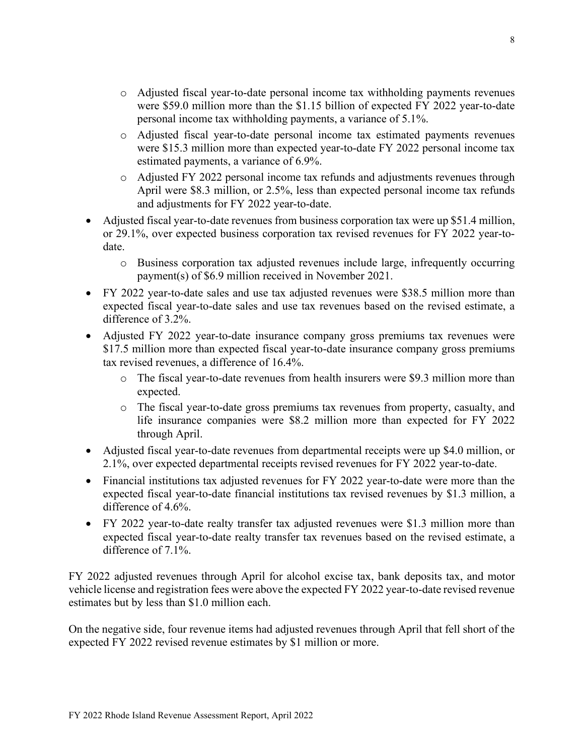- Adjusted fiscal year-to-date personal income tax withholding payments revenues were $59.0 million more than the $1.15 billion of expected FY 2022 year-to-date personal income tax withholding payments, a variance of 5.1%.
  - Adjusted fiscal year-to-date personal income tax estimated payments revenues were $15.3 million more than expected year-to-date FY 2022 personal income tax estimated payments, a variance of 6.9%.
  - Adjusted FY 2022 personal income tax refunds and adjustments revenues through April were $8.3 million, or 2.5%, less than expected personal income tax refunds and adjustments for FY 2022 year-to-date.
- Adjusted fiscal year-to-date revenues from business corporation tax were up $51.4 million, or 29.1%, over expected business corporation tax revised revenues for FY 2022 year-to-date.
  - Business corporation tax adjusted revenues include large, infrequently occurring payment(s) of $6.9 million received in November 2021.
- FY 2022 year-to-date sales and use tax adjusted revenues were $38.5 million more than expected fiscal year-to-date sales and use tax revenues based on the revised estimate, a difference of 3.2%.
- Adjusted FY 2022 year-to-date insurance company gross premiums tax revenues were $17.5 million more than expected fiscal year-to-date insurance company gross premiums tax revised revenues, a difference of 16.4%.
  - The fiscal year-to-date revenues from health insurers were $9.3 million more than expected.
  - The fiscal year-to-date gross premiums tax revenues from property, casualty, and life insurance companies were $8.2 million more than expected for FY 2022 through April.
- Adjusted fiscal year-to-date revenues from departmental receipts were up $4.0 million, or 2.1%, over expected departmental receipts revised revenues for FY 2022 year-to-date.
- Financial institutions tax adjusted revenues for FY 2022 year-to-date were more than the expected fiscal year-to-date financial institutions tax revised revenues by $1.3 million, a difference of 4.6%.
- FY 2022 year-to-date realty transfer tax adjusted revenues were $1.3 million more than expected fiscal year-to-date realty transfer tax revenues based on the revised estimate, a difference of 7.1%.

FY 2022 adjusted revenues through April for alcohol excise tax, bank deposits tax, and motor vehicle license and registration fees were above the expected FY 2022 year-to-date revised revenue estimates but by less than $1.0 million each.

On the negative side, four revenue items had adjusted revenues through April that fell short of the expected FY 2022 revised revenue estimates by $1 million or more.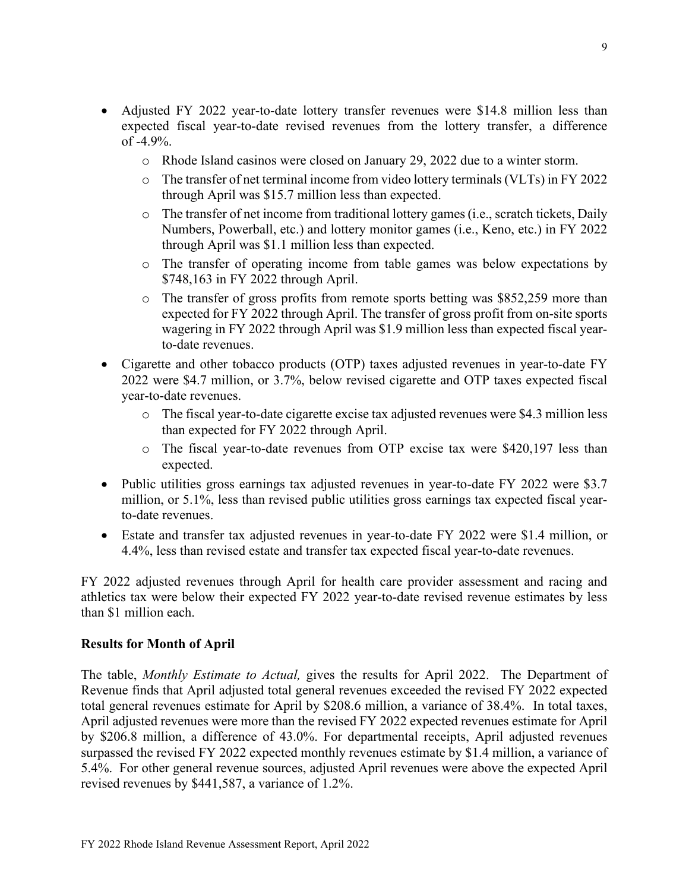- Adjusted FY 2022 year-to-date lottery transfer revenues were \$14.8 million less than expected fiscal year-to-date revised revenues from the lottery transfer, a difference of -4.9%.
    - Rhode Island casinos were closed on January 29, 2022 due to a winter storm.
    - The transfer of net terminal income from video lottery terminals (VLTs) in FY 2022 through April was \$15.7 million less than expected.
    - The transfer of net income from traditional lottery games (i.e., scratch tickets, Daily Numbers, Powerball, etc.) and lottery monitor games (i.e., Keno, etc.) in FY 2022 through April was \$1.1 million less than expected.
    - The transfer of operating income from table games was below expectations by \$748,163 in FY 2022 through April.
    - The transfer of gross profits from remote sports betting was \$852,259 more than expected for FY 2022 through April. The transfer of gross profit from on-site sports wagering in FY 2022 through April was \$1.9 million less than expected fiscal year-to-date revenues.
- Cigarette and other tobacco products (OTP) taxes adjusted revenues in year-to-date FY 2022 were \$4.7 million, or 3.7%, below revised cigarette and OTP taxes expected fiscal year-to-date revenues.
    - The fiscal year-to-date cigarette excise tax adjusted revenues were \$4.3 million less than expected for FY 2022 through April.
    - The fiscal year-to-date revenues from OTP excise tax were \$420,197 less than expected.
- Public utilities gross earnings tax adjusted revenues in year-to-date FY 2022 were \$3.7 million, or 5.1%, less than revised public utilities gross earnings tax expected fiscal year-to-date revenues.
- Estate and transfer tax adjusted revenues in year-to-date FY 2022 were \$1.4 million, or 4.4%, less than revised estate and transfer tax expected fiscal year-to-date revenues.

FY 2022 adjusted revenues through April for health care provider assessment and racing and athletics tax were below their expected FY 2022 year-to-date revised revenue estimates by less than \$1 million each.

**Results for Month of April**

The table, *Monthly Estimate to Actual,* gives the results for April 2022. The Department of Revenue finds that April adjusted total general revenues exceeded the revised FY 2022 expected total general revenues estimate for April by \$208.6 million, a variance of 38.4%. In total taxes, April adjusted revenues were more than the revised FY 2022 expected revenues estimate for April by \$206.8 million, a difference of 43.0%. For departmental receipts, April adjusted revenues surpassed the revised FY 2022 expected monthly revenues estimate by \$1.4 million, a variance of 5.4%. For other general revenue sources, adjusted April revenues were above the expected April revised revenues by \$441,587, a variance of 1.2%.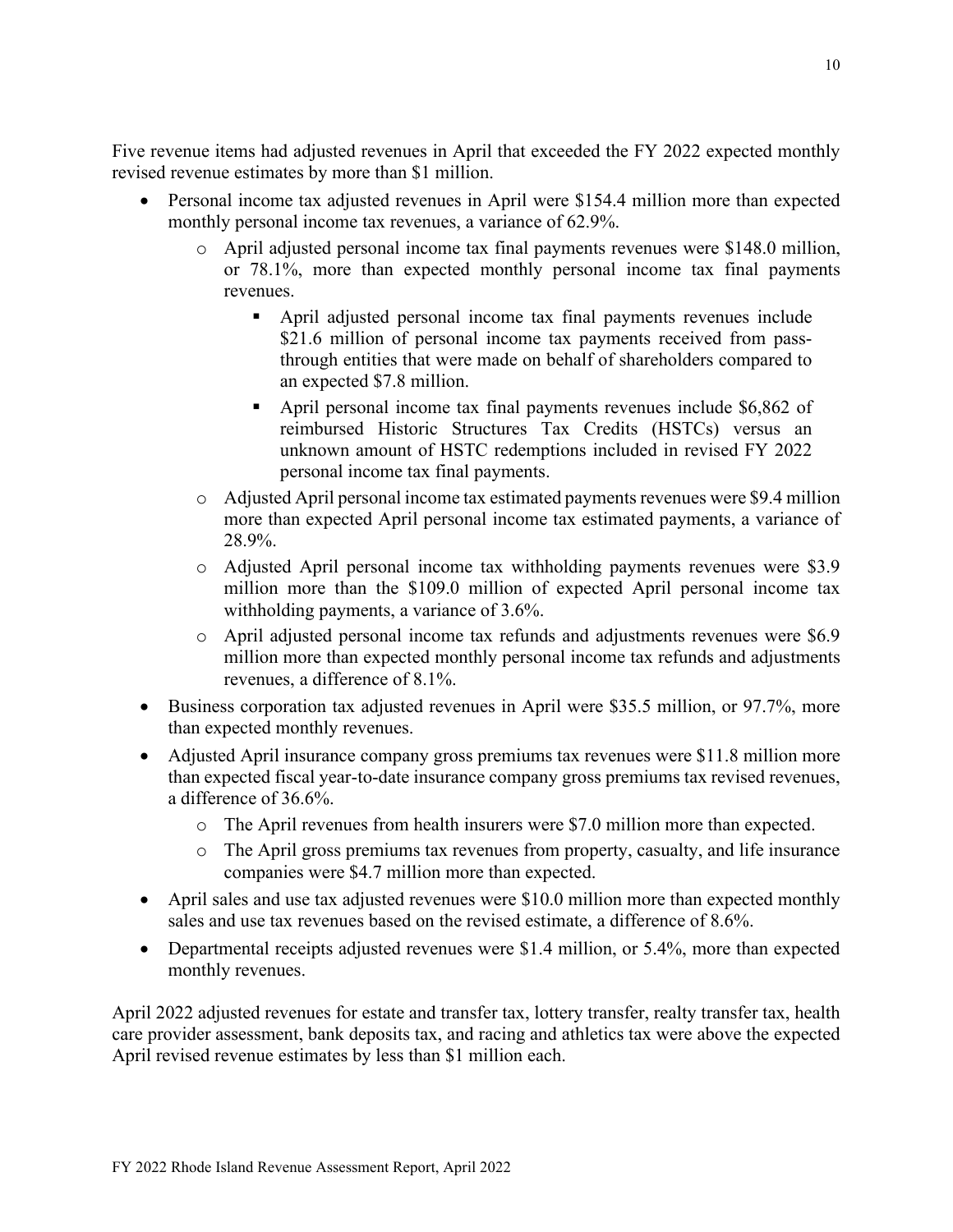Five revenue items had adjusted revenues in April that exceeded the FY 2022 expected monthly revised revenue estimates by more than $1 million.

- Personal income tax adjusted revenues in April were $154.4 million more than expected monthly personal income tax revenues, a variance of 62.9%.
  - April adjusted personal income tax final payments revenues were $148.0 million, or 78.1%, more than expected monthly personal income tax final payments revenues.
    - April adjusted personal income tax final payments revenues include $21.6 million of personal income tax payments received from pass-through entities that were made on behalf of shareholders compared to an expected $7.8 million.
    - April personal income tax final payments revenues include $6,862 of reimbursed Historic Structures Tax Credits (HSTCs) versus an unknown amount of HSTC redemptions included in revised FY 2022 personal income tax final payments.
  - Adjusted April personal income tax estimated payments revenues were $9.4 million more than expected April personal income tax estimated payments, a variance of 28.9%.
  - Adjusted April personal income tax withholding payments revenues were $3.9 million more than the $109.0 million of expected April personal income tax withholding payments, a variance of 3.6%.
  - April adjusted personal income tax refunds and adjustments revenues were $6.9 million more than expected monthly personal income tax refunds and adjustments revenues, a difference of 8.1%.
- Business corporation tax adjusted revenues in April were $35.5 million, or 97.7%, more than expected monthly revenues.
- Adjusted April insurance company gross premiums tax revenues were $11.8 million more than expected fiscal year-to-date insurance company gross premiums tax revised revenues, a difference of 36.6%.
  - The April revenues from health insurers were $7.0 million more than expected.
  - The April gross premiums tax revenues from property, casualty, and life insurance companies were $4.7 million more than expected.
- April sales and use tax adjusted revenues were $10.0 million more than expected monthly sales and use tax revenues based on the revised estimate, a difference of 8.6%.
- Departmental receipts adjusted revenues were $1.4 million, or 5.4%, more than expected monthly revenues.

April 2022 adjusted revenues for estate and transfer tax, lottery transfer, realty transfer tax, health care provider assessment, bank deposits tax, and racing and athletics tax were above the expected April revised revenue estimates by less than $1 million each.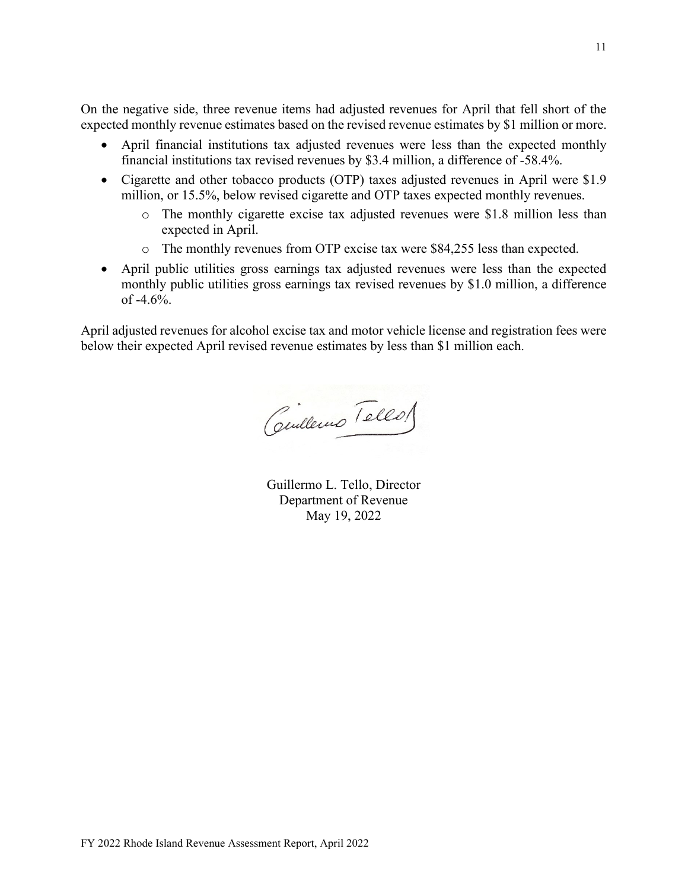On the negative side, three revenue items had adjusted revenues for April that fell short of the expected monthly revenue estimates based on the revised revenue estimates by $1 million or more.

- April financial institutions tax adjusted revenues were less than the expected monthly financial institutions tax revised revenues by $3.4 million, a difference of -58.4%.
- Cigarette and other tobacco products (OTP) taxes adjusted revenues in April were $1.9 million, or 15.5%, below revised cigarette and OTP taxes expected monthly revenues.
  - The monthly cigarette excise tax adjusted revenues were $1.8 million less than expected in April.
  - The monthly revenues from OTP excise tax were $84,255 less than expected.
- April public utilities gross earnings tax adjusted revenues were less than the expected monthly public utilities gross earnings tax revised revenues by $1.0 million, a difference of -4.6%.

April adjusted revenues for alcohol excise tax and motor vehicle license and registration fees were below their expected April revised revenue estimates by less than $1 million each.

Guillermo L. Tello, Director
Department of Revenue
May 19, 2022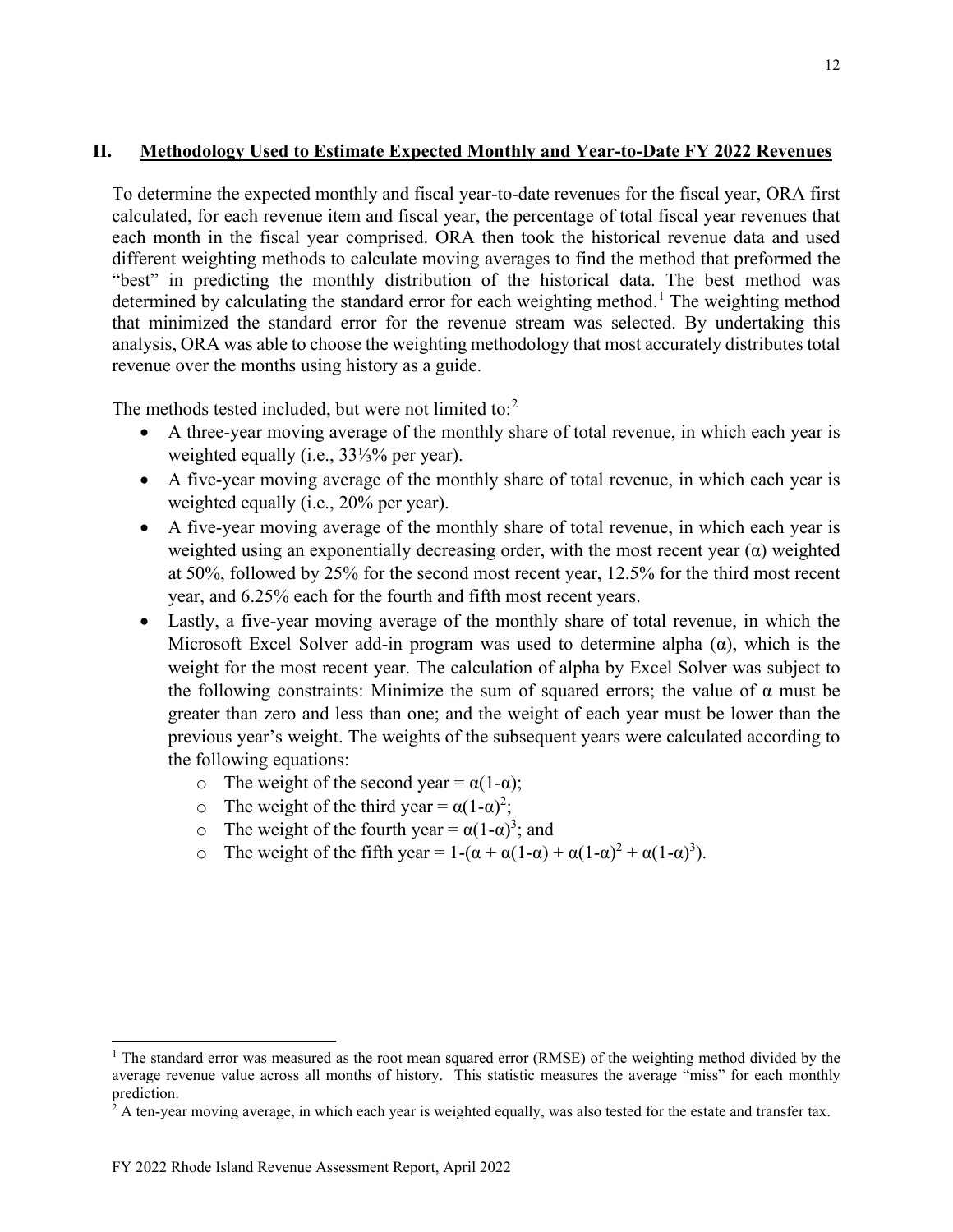## II. Methodology Used to Estimate Expected Monthly and Year-to-Date FY 2022 Revenues

To determine the expected monthly and fiscal year-to-date revenues for the fiscal year, ORA first calculated, for each revenue item and fiscal year, the percentage of total fiscal year revenues that each month in the fiscal year comprised. ORA then took the historical revenue data and used different weighting methods to calculate moving averages to find the method that preformed the "best" in predicting the monthly distribution of the historical data. The best method was determined by calculating the standard error for each weighting method.[1] The weighting method that minimized the standard error for the revenue stream was selected. By undertaking this analysis, ORA was able to choose the weighting methodology that most accurately distributes total revenue over the months using history as a guide.

The methods tested included, but were not limited to:[2]

- A three-year moving average of the monthly share of total revenue, in which each year is weighted equally (i.e., 33⅓% per year).
- A five-year moving average of the monthly share of total revenue, in which each year is weighted equally (i.e., 20% per year).
- A five-year moving average of the monthly share of total revenue, in which each year is weighted using an exponentially decreasing order, with the most recent year ($\alpha$) weighted at 50%, followed by 25% for the second most recent year, 12.5% for the third most recent year, and 6.25% each for the fourth and fifth most recent years.
- Lastly, a five-year moving average of the monthly share of total revenue, in which the Microsoft Excel Solver add-in program was used to determine alpha ($\alpha$), which is the weight for the most recent year. The calculation of alpha by Excel Solver was subject to the following constraints: Minimize the sum of squared errors; the value of $\alpha$ must be greater than zero and less than one; and the weight of each year must be lower than the previous year's weight. The weights of the subsequent years were calculated according to the following equations:
  - The weight of the second year = $\alpha(1-\alpha)$;
  - The weight of the third year = $\alpha(1-\alpha)^2$;
  - The weight of the fourth year = $\alpha(1-\alpha)^3$; and
  - The weight of the fifth year = $1-(\alpha + \alpha(1-\alpha) + \alpha(1-\alpha)^2 + \alpha(1-\alpha)^3)$.

---

[1] The standard error was measured as the root mean squared error (RMSE) of the weighting method divided by the average revenue value across all months of history. This statistic measures the average "miss" for each monthly prediction.

[2] A ten-year moving average, in which each year is weighted equally, was also tested for the estate and transfer tax.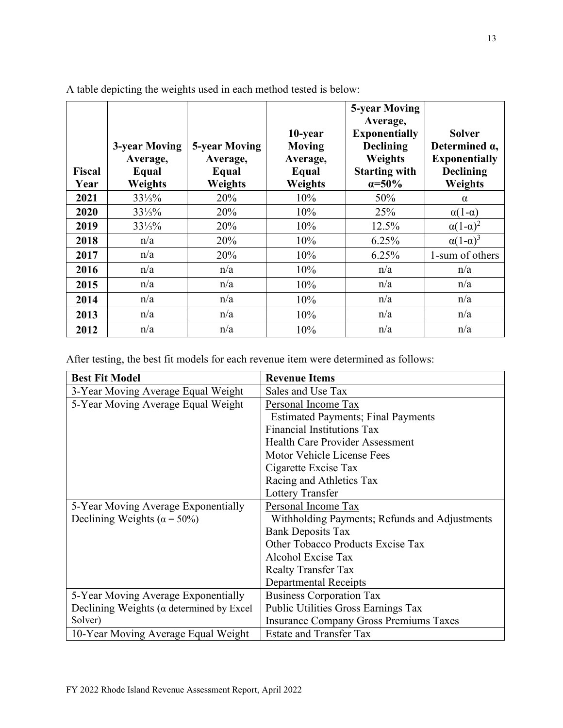A table depicting the weights used in each method tested is below:

| Fiscal Year | 3-year Moving Average, Equal Weights | 5-year Moving Average, Equal Weights | 10-year Moving Average, Equal Weights | 5-year Moving Average, Exponentially Declining Weights Starting with α=50% | Solver Determined α, Exponentially Declining Weights |
|---|---|---|---|---|---|
| 2021 | 33⅓% | 20% | 10% | 50% | $\alpha$ |
| 2020 | 33⅓% | 20% | 10% | 25% | $\alpha(1-\alpha)$ |
| 2019 | 33⅓% | 20% | 10% | 12.5% | $\alpha(1-\alpha)^2$ |
| 2018 | n/a | 20% | 10% | 6.25% | $\alpha(1-\alpha)^3$ |
| 2017 | n/a | 20% | 10% | 6.25% | 1-sum of others |
| 2016 | n/a | n/a | 10% | n/a | n/a |
| 2015 | n/a | n/a | 10% | n/a | n/a |
| 2014 | n/a | n/a | 10% | n/a | n/a |
| 2013 | n/a | n/a | 10% | n/a | n/a |
| 2012 | n/a | n/a | 10% | n/a | n/a |

After testing, the best fit models for each revenue item were determined as follows:

| Best Fit Model | Revenue Items |
|---|---|
| 3-Year Moving Average Equal Weight | Sales and Use Tax |
| 5-Year Moving Average Equal Weight | Personal Income Tax<br>Estimated Payments; Final Payments<br>Financial Institutions Tax<br>Health Care Provider Assessment<br>Motor Vehicle License Fees<br>Cigarette Excise Tax<br>Racing and Athletics Tax<br>Lottery Transfer |
| 5-Year Moving Average Exponentially Declining Weights ($\alpha$ = 50%) | Personal Income Tax<br>Withholding Payments; Refunds and Adjustments<br>Bank Deposits Tax<br>Other Tobacco Products Excise Tax<br>Alcohol Excise Tax<br>Realty Transfer Tax<br>Departmental Receipts |
| 5-Year Moving Average Exponentially Declining Weights ($\alpha$ determined by Excel Solver) | Business Corporation Tax<br>Public Utilities Gross Earnings Tax<br>Insurance Company Gross Premiums Taxes |
| 10-Year Moving Average Equal Weight | Estate and Transfer Tax |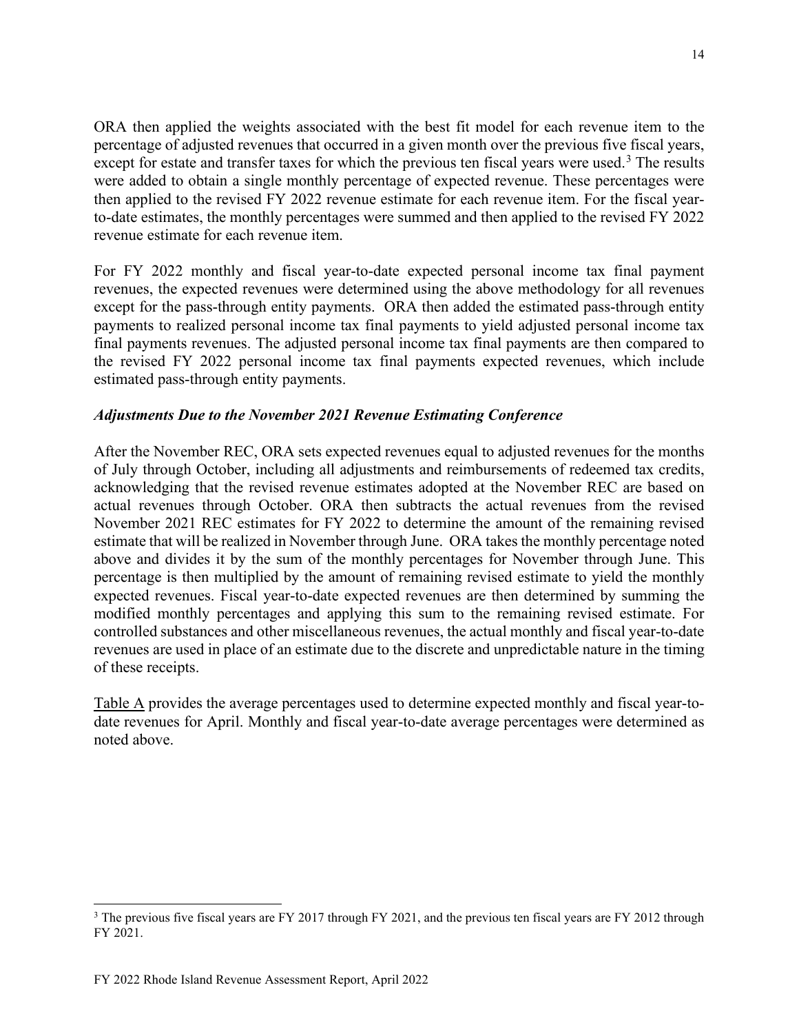ORA then applied the weights associated with the best fit model for each revenue item to the percentage of adjusted revenues that occurred in a given month over the previous five fiscal years, except for estate and transfer taxes for which the previous ten fiscal years were used.[3] The results were added to obtain a single monthly percentage of expected revenue. These percentages were then applied to the revised FY 2022 revenue estimate for each revenue item. For the fiscal year-to-date estimates, the monthly percentages were summed and then applied to the revised FY 2022 revenue estimate for each revenue item.

For FY 2022 monthly and fiscal year-to-date expected personal income tax final payment revenues, the expected revenues were determined using the above methodology for all revenues except for the pass-through entity payments. ORA then added the estimated pass-through entity payments to realized personal income tax final payments to yield adjusted personal income tax final payments revenues. The adjusted personal income tax final payments are then compared to the revised FY 2022 personal income tax final payments expected revenues, which include estimated pass-through entity payments.

### *Adjustments Due to the November 2021 Revenue Estimating Conference*

After the November REC, ORA sets expected revenues equal to adjusted revenues for the months of July through October, including all adjustments and reimbursements of redeemed tax credits, acknowledging that the revised revenue estimates adopted at the November REC are based on actual revenues through October. ORA then subtracts the actual revenues from the revised November 2021 REC estimates for FY 2022 to determine the amount of the remaining revised estimate that will be realized in November through June. ORA takes the monthly percentage noted above and divides it by the sum of the monthly percentages for November through June. This percentage is then multiplied by the amount of remaining revised estimate to yield the monthly expected revenues. Fiscal year-to-date expected revenues are then determined by summing the modified monthly percentages and applying this sum to the remaining revised estimate. For controlled substances and other miscellaneous revenues, the actual monthly and fiscal year-to-date revenues are used in place of an estimate due to the discrete and unpredictable nature in the timing of these receipts.

Table A provides the average percentages used to determine expected monthly and fiscal year-to-date revenues for April. Monthly and fiscal year-to-date average percentages were determined as noted above.

---

[3] The previous five fiscal years are FY 2017 through FY 2021, and the previous ten fiscal years are FY 2012 through FY 2021.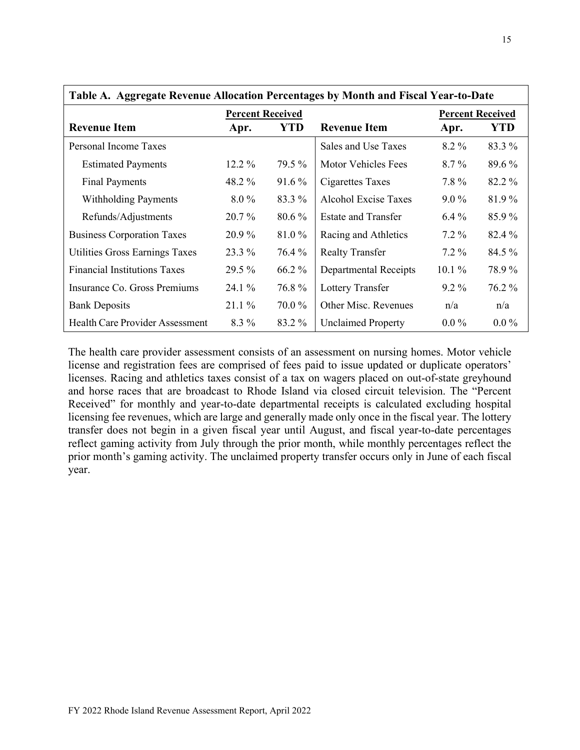**Table A. Aggregate Revenue Allocation Percentages by Month and Fiscal Year-to-Date**

| Revenue Item | Percent Received | | Revenue Item | Percent Received | |
|---|---|---|---|---|---|
| | Apr. | YTD | | Apr. | YTD |
| Personal Income Taxes | | | Sales and Use Taxes | 8.2 % | 83.3 % |
| Estimated Payments | 12.2 % | 79.5 % | Motor Vehicles Fees | 8.7 % | 89.6 % |
| Final Payments | 48.2 % | 91.6 % | Cigarettes Taxes | 7.8 % | 82.2 % |
| Withholding Payments | 8.0 % | 83.3 % | Alcohol Excise Taxes | 9.0 % | 81.9 % |
| Refunds/Adjustments | 20.7 % | 80.6 % | Estate and Transfer | 6.4 % | 85.9 % |
| Business Corporation Taxes | 20.9 % | 81.0 % | Racing and Athletics | 7.2 % | 82.4 % |
| Utilities Gross Earnings Taxes | 23.3 % | 76.4 % | Realty Transfer | 7.2 % | 84.5 % |
| Financial Institutions Taxes | 29.5 % | 66.2 % | Departmental Receipts | 10.1 % | 78.9 % |
| Insurance Co. Gross Premiums | 24.1 % | 76.8 % | Lottery Transfer | 9.2 % | 76.2 % |
| Bank Deposits | 21.1 % | 70.0 % | Other Misc. Revenues | n/a | n/a |
| Health Care Provider Assessment | 8.3 % | 83.2 % | Unclaimed Property | 0.0 % | 0.0 % |

The health care provider assessment consists of an assessment on nursing homes. Motor vehicle license and registration fees are comprised of fees paid to issue updated or duplicate operators' licenses. Racing and athletics taxes consist of a tax on wagers placed on out-of-state greyhound and horse races that are broadcast to Rhode Island via closed circuit television. The "Percent Received" for monthly and year-to-date departmental receipts is calculated excluding hospital licensing fee revenues, which are large and generally made only once in the fiscal year. The lottery transfer does not begin in a given fiscal year until August, and fiscal year-to-date percentages reflect gaming activity from July through the prior month, while monthly percentages reflect the prior month's gaming activity. The unclaimed property transfer occurs only in June of each fiscal year.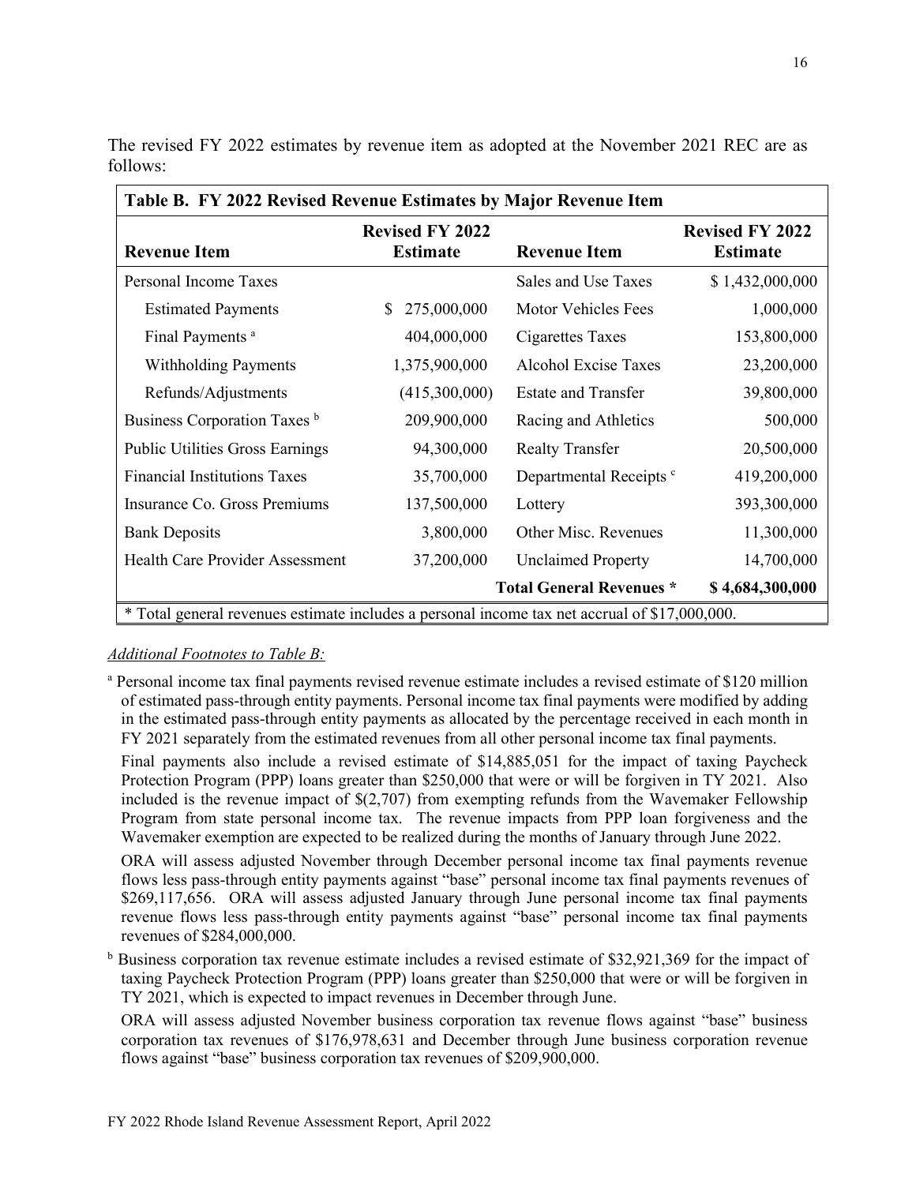The revised FY 2022 estimates by revenue item as adopted at the November 2021 REC are as follows:

| Table B. FY 2022 Revised Revenue Estimates by Major Revenue Item | | | |
|---|---|---|---|
| **Revenue Item** | **Revised FY 2022 Estimate** | **Revenue Item** | **Revised FY 2022 Estimate** |
| Personal Income Taxes | | Sales and Use Taxes | $ 1,432,000,000 |
| Estimated Payments | $ 275,000,000 | Motor Vehicles Fees | 1,000,000 |
| Final Payments [a] | 404,000,000 | Cigarettes Taxes | 153,800,000 |
| Withholding Payments | 1,375,900,000 | Alcohol Excise Taxes | 23,200,000 |
| Refunds/Adjustments | (415,300,000) | Estate and Transfer | 39,800,000 |
| Business Corporation Taxes [b] | 209,900,000 | Racing and Athletics | 500,000 |
| Public Utilities Gross Earnings | 94,300,000 | Realty Transfer | 20,500,000 |
| Financial Institutions Taxes | 35,700,000 | Departmental Receipts [c] | 419,200,000 |
| Insurance Co. Gross Premiums | 137,500,000 | Lottery | 393,300,000 |
| Bank Deposits | 3,800,000 | Other Misc. Revenues | 11,300,000 |
| Health Care Provider Assessment | 37,200,000 | Unclaimed Property | 14,700,000 |
| | | **Total General Revenues *** | **$ 4,684,300,000** |

* Total general revenues estimate includes a personal income tax net accrual of $17,000,000.

*Additional Footnotes to Table B:*

[a] Personal income tax final payments revised revenue estimate includes a revised estimate of $120 million of estimated pass-through entity payments. Personal income tax final payments were modified by adding in the estimated pass-through entity payments as allocated by the percentage received in each month in FY 2021 separately from the estimated revenues from all other personal income tax final payments.

Final payments also include a revised estimate of $14,885,051 for the impact of taxing Paycheck Protection Program (PPP) loans greater than $250,000 that were or will be forgiven in TY 2021. Also included is the revenue impact of $(2,707) from exempting refunds from the Wavemaker Fellowship Program from state personal income tax. The revenue impacts from PPP loan forgiveness and the Wavemaker exemption are expected to be realized during the months of January through June 2022.

ORA will assess adjusted November through December personal income tax final payments revenue flows less pass-through entity payments against "base" personal income tax final payments revenues of $269,117,656. ORA will assess adjusted January through June personal income tax final payments revenue flows less pass-through entity payments against "base" personal income tax final payments revenues of $284,000,000.

[b] Business corporation tax revenue estimate includes a revised estimate of $32,921,369 for the impact of taxing Paycheck Protection Program (PPP) loans greater than $250,000 that were or will be forgiven in TY 2021, which is expected to impact revenues in December through June.

ORA will assess adjusted November business corporation tax revenue flows against "base" business corporation tax revenues of $176,978,631 and December through June business corporation revenue flows against "base" business corporation tax revenues of $209,900,000.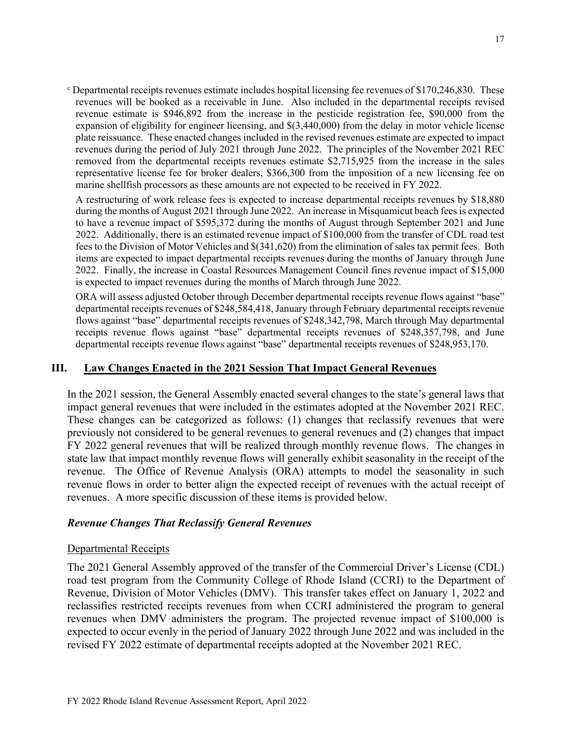[c] Departmental receipts revenues estimate includes hospital licensing fee revenues of $170,246,830. These revenues will be booked as a receivable in June. Also included in the departmental receipts revised revenue estimate is $946,892 from the increase in the pesticide registration fee, $90,000 from the expansion of eligibility for engineer licensing, and $(3,440,000) from the delay in motor vehicle license plate reissuance. These enacted changes included in the revised revenues estimate are expected to impact revenues during the period of July 2021 through June 2022. The principles of the November 2021 REC removed from the departmental receipts revenues estimate $2,715,925 from the increase in the sales representative license fee for broker dealers, $366,300 from the imposition of a new licensing fee on marine shellfish processors as these amounts are not expected to be received in FY 2022.

A restructuring of work release fees is expected to increase departmental receipts revenues by $18,880 during the months of August 2021 through June 2022. An increase in Misquamicut beach fees is expected to have a revenue impact of $595,372 during the months of August through September 2021 and June 2022. Additionally, there is an estimated revenue impact of $100,000 from the transfer of CDL road test fees to the Division of Motor Vehicles and $(341,620) from the elimination of sales tax permit fees. Both items are expected to impact departmental receipts revenues during the months of January through June 2022. Finally, the increase in Coastal Resources Management Council fines revenue impact of $15,000 is expected to impact revenues during the months of March through June 2022.

ORA will assess adjusted October through December departmental receipts revenue flows against "base" departmental receipts revenues of $248,584,418, January through February departmental receipts revenue flows against "base" departmental receipts revenues of $248,342,798, March through May departmental receipts revenue flows against "base" departmental receipts revenues of $248,357,798, and June departmental receipts revenue flows against "base" departmental receipts revenues of $248,953,170.

## III. Law Changes Enacted in the 2021 Session That Impact General Revenues

In the 2021 session, the General Assembly enacted several changes to the state's general laws that impact general revenues that were included in the estimates adopted at the November 2021 REC. These changes can be categorized as follows: (1) changes that reclassify revenues that were previously not considered to be general revenues to general revenues and (2) changes that impact FY 2022 general revenues that will be realized through monthly revenue flows. The changes in state law that impact monthly revenue flows will generally exhibit seasonality in the receipt of the revenue. The Office of Revenue Analysis (ORA) attempts to model the seasonality in such revenue flows in order to better align the expected receipt of revenues with the actual receipt of revenues. A more specific discussion of these items is provided below.

### *Revenue Changes That Reclassify General Revenues*

#### Departmental Receipts

The 2021 General Assembly approved of the transfer of the Commercial Driver's License (CDL) road test program from the Community College of Rhode Island (CCRI) to the Department of Revenue, Division of Motor Vehicles (DMV). This transfer takes effect on January 1, 2022 and reclassifies restricted receipts revenues from when CCRI administered the program to general revenues when DMV administers the program. The projected revenue impact of $100,000 is expected to occur evenly in the period of January 2022 through June 2022 and was included in the revised FY 2022 estimate of departmental receipts adopted at the November 2021 REC.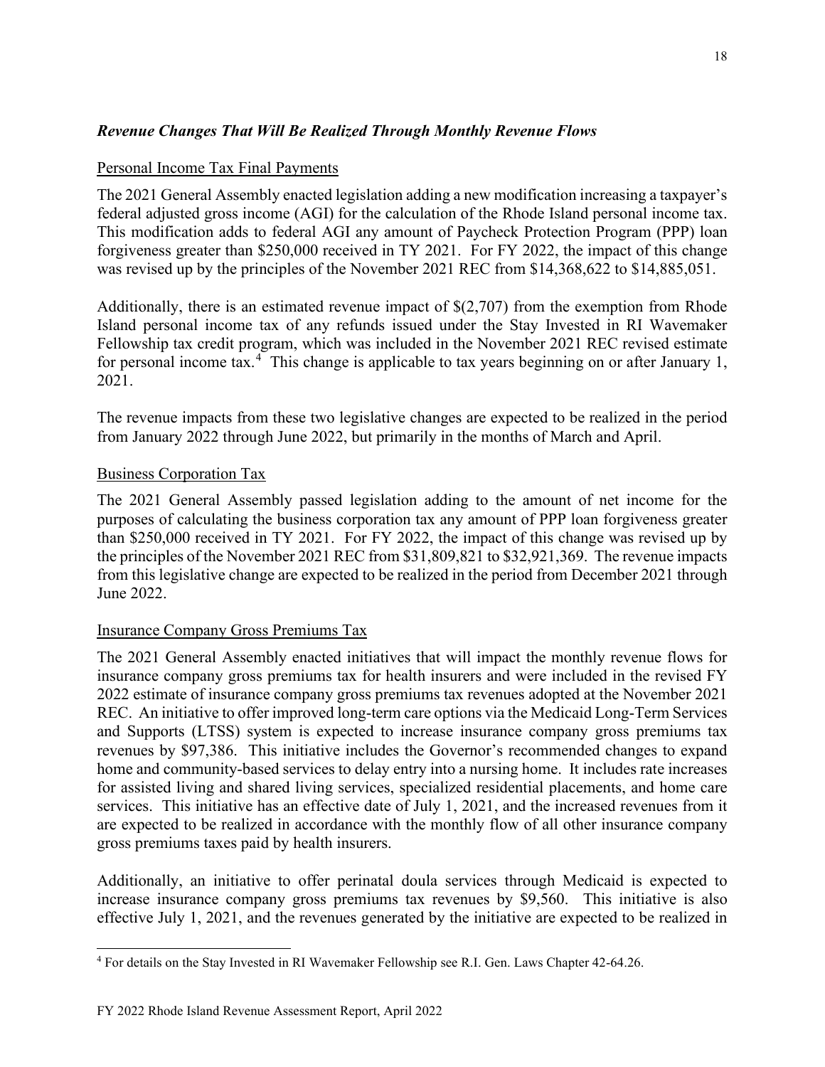### *Revenue Changes That Will Be Realized Through Monthly Revenue Flows*

Personal Income Tax Final Payments

The 2021 General Assembly enacted legislation adding a new modification increasing a taxpayer's federal adjusted gross income (AGI) for the calculation of the Rhode Island personal income tax. This modification adds to federal AGI any amount of Paycheck Protection Program (PPP) loan forgiveness greater than $250,000 received in TY 2021. For FY 2022, the impact of this change was revised up by the principles of the November 2021 REC from $14,368,622 to $14,885,051.

Additionally, there is an estimated revenue impact of $(2,707) from the exemption from Rhode Island personal income tax of any refunds issued under the Stay Invested in RI Wavemaker Fellowship tax credit program, which was included in the November 2021 REC revised estimate for personal income tax.[4] This change is applicable to tax years beginning on or after January 1, 2021.

The revenue impacts from these two legislative changes are expected to be realized in the period from January 2022 through June 2022, but primarily in the months of March and April.

Business Corporation Tax

The 2021 General Assembly passed legislation adding to the amount of net income for the purposes of calculating the business corporation tax any amount of PPP loan forgiveness greater than $250,000 received in TY 2021. For FY 2022, the impact of this change was revised up by the principles of the November 2021 REC from $31,809,821 to $32,921,369. The revenue impacts from this legislative change are expected to be realized in the period from December 2021 through June 2022.

Insurance Company Gross Premiums Tax

The 2021 General Assembly enacted initiatives that will impact the monthly revenue flows for insurance company gross premiums tax for health insurers and were included in the revised FY 2022 estimate of insurance company gross premiums tax revenues adopted at the November 2021 REC. An initiative to offer improved long-term care options via the Medicaid Long-Term Services and Supports (LTSS) system is expected to increase insurance company gross premiums tax revenues by $97,386. This initiative includes the Governor's recommended changes to expand home and community-based services to delay entry into a nursing home. It includes rate increases for assisted living and shared living services, specialized residential placements, and home care services. This initiative has an effective date of July 1, 2021, and the increased revenues from it are expected to be realized in accordance with the monthly flow of all other insurance company gross premiums taxes paid by health insurers.

Additionally, an initiative to offer perinatal doula services through Medicaid is expected to increase insurance company gross premiums tax revenues by $9,560. This initiative is also effective July 1, 2021, and the revenues generated by the initiative are expected to be realized in

[4] For details on the Stay Invested in RI Wavemaker Fellowship see R.I. Gen. Laws Chapter 42-64.26.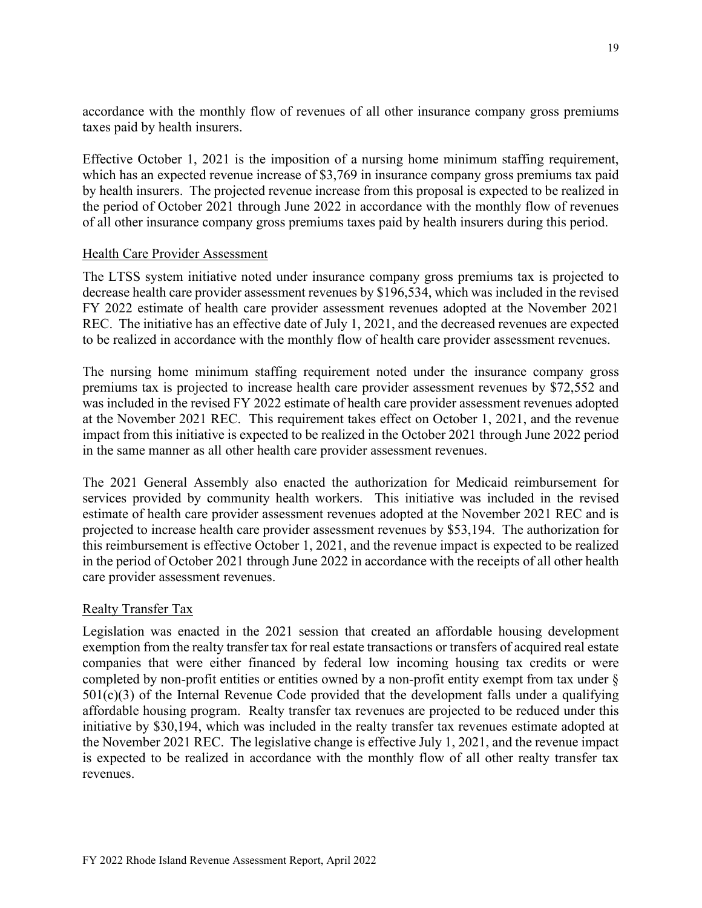accordance with the monthly flow of revenues of all other insurance company gross premiums taxes paid by health insurers.

Effective October 1, 2021 is the imposition of a nursing home minimum staffing requirement, which has an expected revenue increase of $3,769 in insurance company gross premiums tax paid by health insurers. The projected revenue increase from this proposal is expected to be realized in the period of October 2021 through June 2022 in accordance with the monthly flow of revenues of all other insurance company gross premiums taxes paid by health insurers during this period.

<u>Health Care Provider Assessment</u>

The LTSS system initiative noted under insurance company gross premiums tax is projected to decrease health care provider assessment revenues by $196,534, which was included in the revised FY 2022 estimate of health care provider assessment revenues adopted at the November 2021 REC. The initiative has an effective date of July 1, 2021, and the decreased revenues are expected to be realized in accordance with the monthly flow of health care provider assessment revenues.

The nursing home minimum staffing requirement noted under the insurance company gross premiums tax is projected to increase health care provider assessment revenues by $72,552 and was included in the revised FY 2022 estimate of health care provider assessment revenues adopted at the November 2021 REC. This requirement takes effect on October 1, 2021, and the revenue impact from this initiative is expected to be realized in the October 2021 through June 2022 period in the same manner as all other health care provider assessment revenues.

The 2021 General Assembly also enacted the authorization for Medicaid reimbursement for services provided by community health workers. This initiative was included in the revised estimate of health care provider assessment revenues adopted at the November 2021 REC and is projected to increase health care provider assessment revenues by $53,194. The authorization for this reimbursement is effective October 1, 2021, and the revenue impact is expected to be realized in the period of October 2021 through June 2022 in accordance with the receipts of all other health care provider assessment revenues.

<u>Realty Transfer Tax</u>

Legislation was enacted in the 2021 session that created an affordable housing development exemption from the realty transfer tax for real estate transactions or transfers of acquired real estate companies that were either financed by federal low incoming housing tax credits or were completed by non-profit entities or entities owned by a non-profit entity exempt from tax under § 501(c)(3) of the Internal Revenue Code provided that the development falls under a qualifying affordable housing program. Realty transfer tax revenues are projected to be reduced under this initiative by $30,194, which was included in the realty transfer tax revenues estimate adopted at the November 2021 REC. The legislative change is effective July 1, 2021, and the revenue impact is expected to be realized in accordance with the monthly flow of all other realty transfer tax revenues.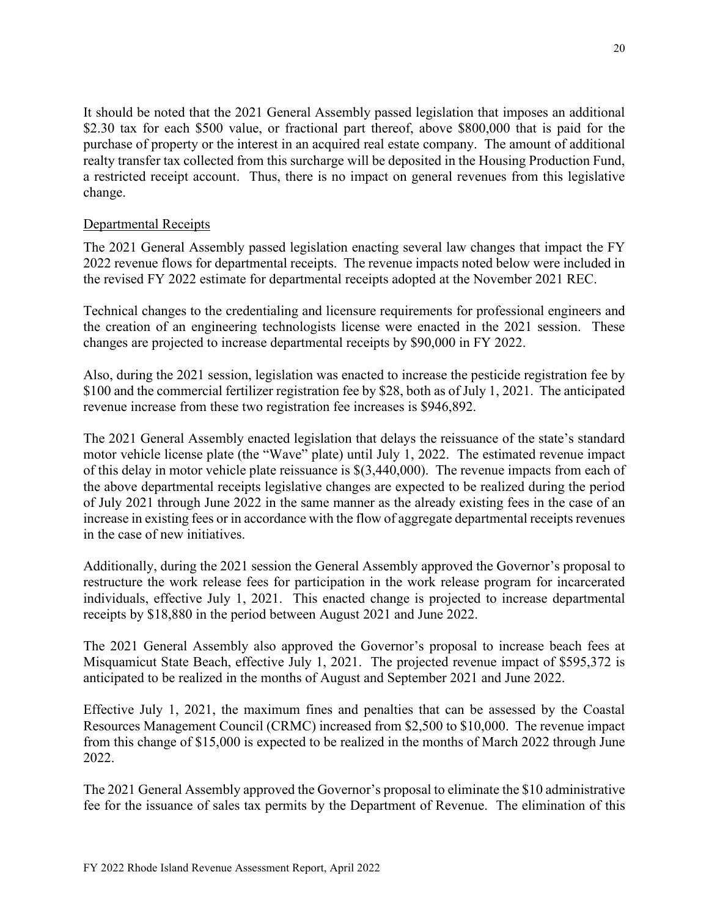It should be noted that the 2021 General Assembly passed legislation that imposes an additional \$2.30 tax for each \$500 value, or fractional part thereof, above \$800,000 that is paid for the purchase of property or the interest in an acquired real estate company. The amount of additional realty transfer tax collected from this surcharge will be deposited in the Housing Production Fund, a restricted receipt account. Thus, there is no impact on general revenues from this legislative change.

<u>Departmental Receipts</u>

The 2021 General Assembly passed legislation enacting several law changes that impact the FY 2022 revenue flows for departmental receipts. The revenue impacts noted below were included in the revised FY 2022 estimate for departmental receipts adopted at the November 2021 REC.

Technical changes to the credentialing and licensure requirements for professional engineers and the creation of an engineering technologists license were enacted in the 2021 session. These changes are projected to increase departmental receipts by \$90,000 in FY 2022.

Also, during the 2021 session, legislation was enacted to increase the pesticide registration fee by \$100 and the commercial fertilizer registration fee by \$28, both as of July 1, 2021. The anticipated revenue increase from these two registration fee increases is \$946,892.

The 2021 General Assembly enacted legislation that delays the reissuance of the state's standard motor vehicle license plate (the "Wave" plate) until July 1, 2022. The estimated revenue impact of this delay in motor vehicle plate reissuance is \$(3,440,000). The revenue impacts from each of the above departmental receipts legislative changes are expected to be realized during the period of July 2021 through June 2022 in the same manner as the already existing fees in the case of an increase in existing fees or in accordance with the flow of aggregate departmental receipts revenues in the case of new initiatives.

Additionally, during the 2021 session the General Assembly approved the Governor's proposal to restructure the work release fees for participation in the work release program for incarcerated individuals, effective July 1, 2021. This enacted change is projected to increase departmental receipts by \$18,880 in the period between August 2021 and June 2022.

The 2021 General Assembly also approved the Governor's proposal to increase beach fees at Misquamicut State Beach, effective July 1, 2021. The projected revenue impact of \$595,372 is anticipated to be realized in the months of August and September 2021 and June 2022.

Effective July 1, 2021, the maximum fines and penalties that can be assessed by the Coastal Resources Management Council (CRMC) increased from \$2,500 to \$10,000. The revenue impact from this change of \$15,000 is expected to be realized in the months of March 2022 through June 2022.

The 2021 General Assembly approved the Governor's proposal to eliminate the \$10 administrative fee for the issuance of sales tax permits by the Department of Revenue. The elimination of this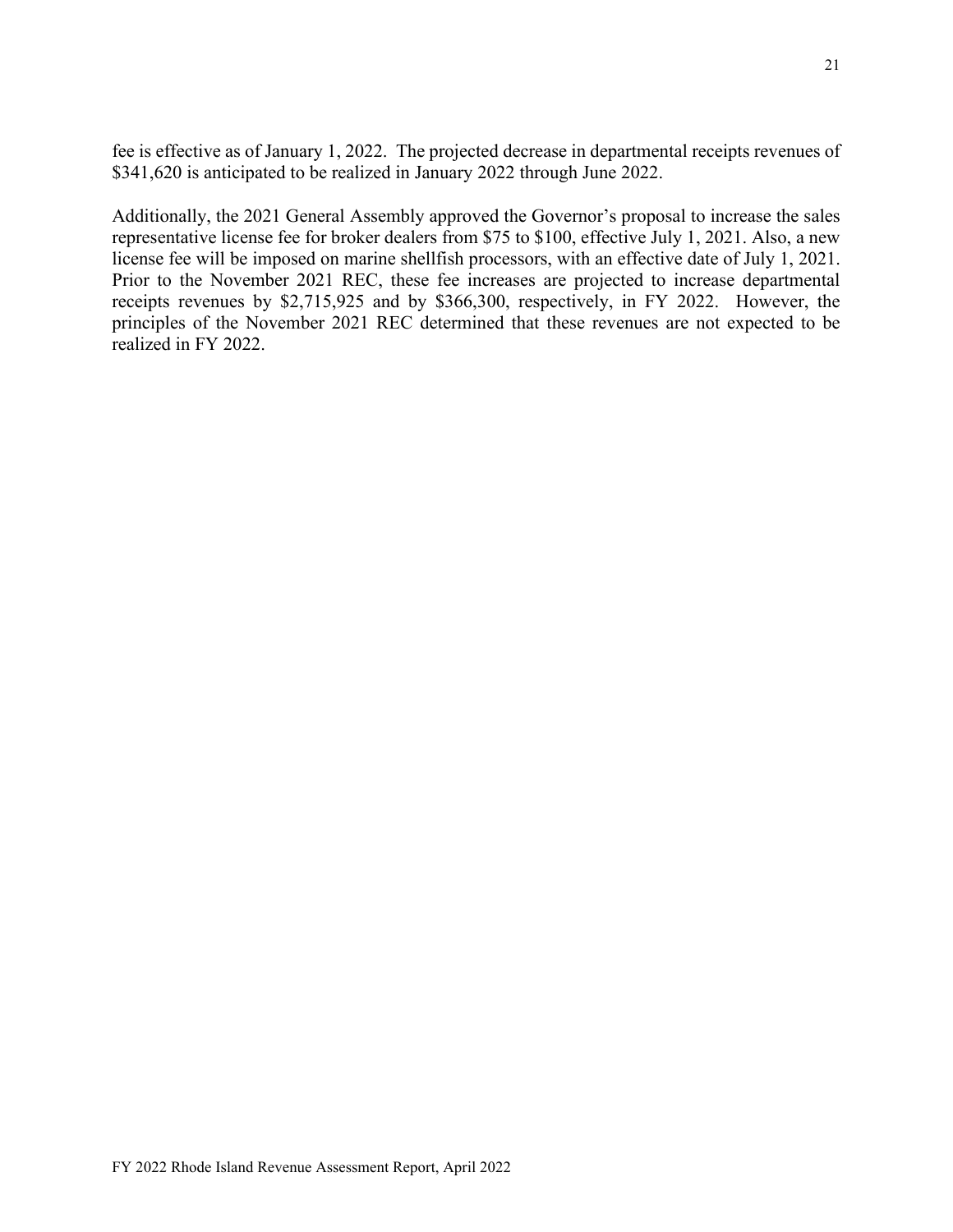fee is effective as of January 1, 2022. The projected decrease in departmental receipts revenues of $341,620 is anticipated to be realized in January 2022 through June 2022.

Additionally, the 2021 General Assembly approved the Governor's proposal to increase the sales representative license fee for broker dealers from $75 to $100, effective July 1, 2021. Also, a new license fee will be imposed on marine shellfish processors, with an effective date of July 1, 2021. Prior to the November 2021 REC, these fee increases are projected to increase departmental receipts revenues by $2,715,925 and by $366,300, respectively, in FY 2022. However, the principles of the November 2021 REC determined that these revenues are not expected to be realized in FY 2022.